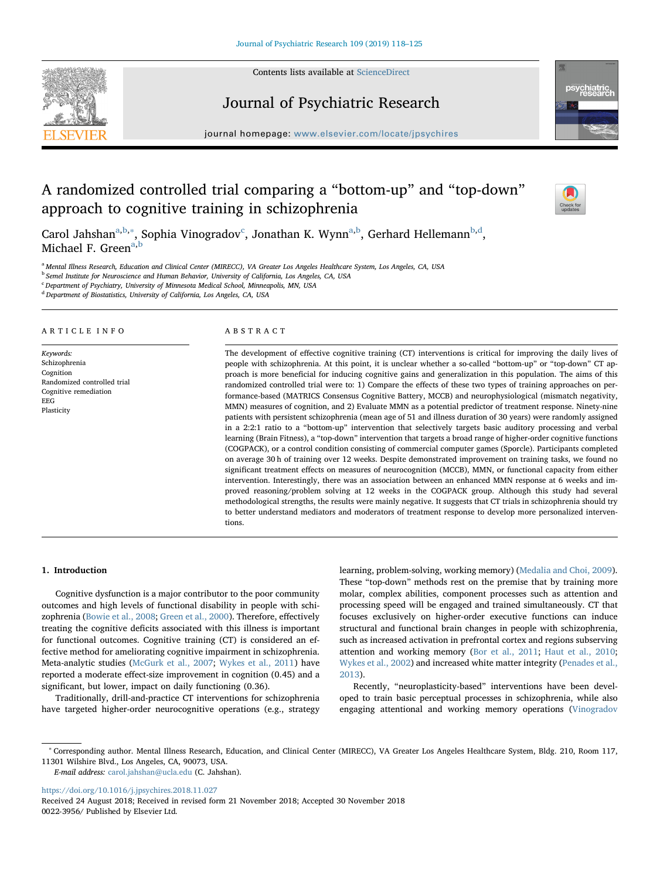# A randomized controlled trial comparing a "bottom-up" and "top-down" approach to cognitive training in schizophrenia

Carol Jahshan[a,b,*], Sophia Vinogradov[c], Jonathan K. Wynn[a,b], Gerhard Hellemann[b,d], Michael F. Green[a,b]

[a] Mental Illness Research, Education and Clinical Center (MIRECC), VA Greater Los Angeles Healthcare System, Los Angeles, CA, USA
[b] Semel Institute for Neuroscience and Human Behavior, University of California, Los Angeles, CA, USA
[c] Department of Psychiatry, University of Minnesota Medical School, Minneapolis, MN, USA
[d] Department of Biostatistics, University of California, Los Angeles, CA, USA

## ARTICLE INFO

*Keywords:*
Schizophrenia
Cognition
Randomized controlled trial
Cognitive remediation
EEG
Plasticity

## ABSTRACT

The development of effective cognitive training (CT) interventions is critical for improving the daily lives of people with schizophrenia. At this point, it is unclear whether a so-called "bottom-up" or "top-down" CT approach is more beneficial for inducing cognitive gains and generalization in this population. The aims of this randomized controlled trial were to: 1) Compare the effects of these two types of training approaches on performance-based (MATRICS Consensus Cognitive Battery, MCCB) and neurophysiological (mismatch negativity, MMN) measures of cognition, and 2) Evaluate MMN as a potential predictor of treatment response. Ninety-nine patients with persistent schizophrenia (mean age of 51 and illness duration of 30 years) were randomly assigned in a 2:2:1 ratio to a "bottom-up" intervention that selectively targets basic auditory processing and verbal learning (Brain Fitness), a "top-down" intervention that targets a broad range of higher-order cognitive functions (COGPACK), or a control condition consisting of commercial computer games (Sporcle). Participants completed on average 30 h of training over 12 weeks. Despite demonstrated improvement on training tasks, we found no significant treatment effects on measures of neurocognition (MCCB), MMN, or functional capacity from either intervention. Interestingly, there was an association between an enhanced MMN response at 6 weeks and improved reasoning/problem solving at 12 weeks in the COGPACK group. Although this study had several methodological strengths, the results were mainly negative. It suggests that CT trials in schizophrenia should try to better understand mediators and moderators of treatment response to develop more personalized interventions.

## 1. Introduction

Cognitive dysfunction is a major contributor to the poor community outcomes and high levels of functional disability in people with schizophrenia (Bowie et al., 2008; Green et al., 2000). Therefore, effectively treating the cognitive deficits associated with this illness is important for functional outcomes. Cognitive training (CT) is considered an effective method for ameliorating cognitive impairment in schizophrenia. Meta-analytic studies (McGurk et al., 2007; Wykes et al., 2011) have reported a moderate effect-size improvement in cognition (0.45) and a significant, but lower, impact on daily functioning (0.36).

Traditionally, drill-and-practice CT interventions for schizophrenia have targeted higher-order neurocognitive operations (e.g., strategy learning, problem-solving, working memory) (Medalia and Choi, 2009). These "top-down" methods rest on the premise that by training more molar, complex abilities, component processes such as attention and processing speed will be engaged and trained simultaneously. CT that focuses exclusively on higher-order executive functions can induce structural and functional brain changes in people with schizophrenia, such as increased activation in prefrontal cortex and regions subserving attention and working memory (Bor et al., 2011; Haut et al., 2010; Wykes et al., 2002) and increased white matter integrity (Penades et al., 2013).

Recently, "neuroplasticity-based" interventions have been developed to train basic perceptual processes in schizophrenia, while also engaging attentional and working memory operations (Vinogradov

---

* Corresponding author. Mental Illness Research, Education, and Clinical Center (MIRECC), VA Greater Los Angeles Healthcare System, Bldg. 210, Room 117, 11301 Wilshire Blvd., Los Angeles, CA, 90073, USA.
*E-mail address:* carol.jahshan@ucla.edu (C. Jahshan).

https://doi.org/10.1016/j.jpsychires.2018.11.027
Received 24 August 2018; Received in revised form 21 November 2018; Accepted 30 November 2018
0022-3956/ Published by Elsevier Ltd.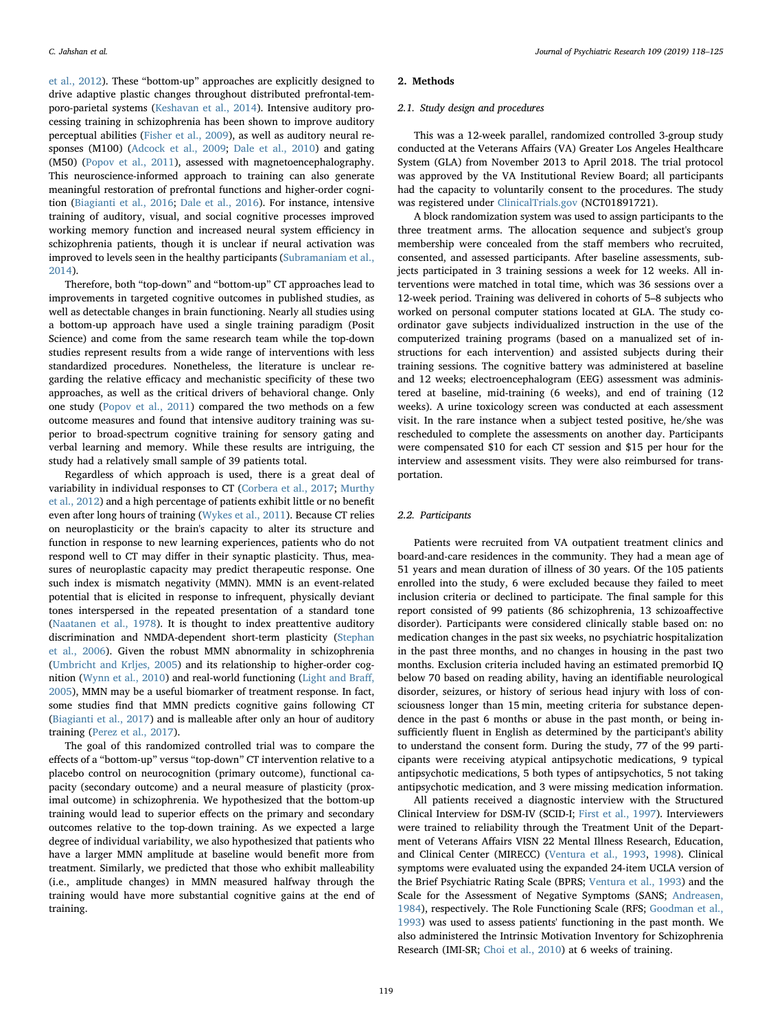et al., 2012). These "bottom-up" approaches are explicitly designed to drive adaptive plastic changes throughout distributed prefrontal-temporo-parietal systems (Keshavan et al., 2014). Intensive auditory processing training in schizophrenia has been shown to improve auditory perceptual abilities (Fisher et al., 2009), as well as auditory neural responses (M100) (Adcock et al., 2009; Dale et al., 2010) and gating (M50) (Popov et al., 2011), assessed with magnetoencephalography. This neuroscience-informed approach to training can also generate meaningful restoration of prefrontal functions and higher-order cognition (Biagianti et al., 2016; Dale et al., 2016). For instance, intensive training of auditory, visual, and social cognitive processes improved working memory function and increased neural system efficiency in schizophrenia patients, though it is unclear if neural activation was improved to levels seen in the healthy participants (Subramaniam et al., 2014).

Therefore, both "top-down" and "bottom-up" CT approaches lead to improvements in targeted cognitive outcomes in published studies, as well as detectable changes in brain functioning. Nearly all studies using a bottom-up approach have used a single training paradigm (Posit Science) and come from the same research team while the top-down studies represent results from a wide range of interventions with less standardized procedures. Nonetheless, the literature is unclear regarding the relative efficacy and mechanistic specificity of these two approaches, as well as the critical drivers of behavioral change. Only one study (Popov et al., 2011) compared the two methods on a few outcome measures and found that intensive auditory training was superior to broad-spectrum cognitive training for sensory gating and verbal learning and memory. While these results are intriguing, the study had a relatively small sample of 39 patients total.

Regardless of which approach is used, there is a great deal of variability in individual responses to CT (Corbera et al., 2017; Murthy et al., 2012) and a high percentage of patients exhibit little or no benefit even after long hours of training (Wykes et al., 2011). Because CT relies on neuroplasticity or the brain's capacity to alter its structure and function in response to new learning experiences, patients who do not respond well to CT may differ in their synaptic plasticity. Thus, measures of neuroplastic capacity may predict therapeutic response. One such index is mismatch negativity (MMN). MMN is an event-related potential that is elicited in response to infrequent, physically deviant tones interspersed in the repeated presentation of a standard tone (Naatanen et al., 1978). It is thought to index preattentive auditory discrimination and NMDA-dependent short-term plasticity (Stephan et al., 2006). Given the robust MMN abnormality in schizophrenia (Umbricht and Krljes, 2005) and its relationship to higher-order cognition (Wynn et al., 2010) and real-world functioning (Light and Braff, 2005), MMN may be a useful biomarker of treatment response. In fact, some studies find that MMN predicts cognitive gains following CT (Biagianti et al., 2017) and is malleable after only an hour of auditory training (Perez et al., 2017).

The goal of this randomized controlled trial was to compare the effects of a "bottom-up" versus "top-down" CT intervention relative to a placebo control on neurocognition (primary outcome), functional capacity (secondary outcome) and a neural measure of plasticity (proximal outcome) in schizophrenia. We hypothesized that the bottom-up training would lead to superior effects on the primary and secondary outcomes relative to the top-down training. As we expected a large degree of individual variability, we also hypothesized that patients who have a larger MMN amplitude at baseline would benefit more from treatment. Similarly, we predicted that those who exhibit malleability (i.e., amplitude changes) in MMN measured halfway through the training would have more substantial cognitive gains at the end of training.

## 2. Methods

### 2.1. Study design and procedures

This was a 12-week parallel, randomized controlled 3-group study conducted at the Veterans Affairs (VA) Greater Los Angeles Healthcare System (GLA) from November 2013 to April 2018. The trial protocol was approved by the VA Institutional Review Board; all participants had the capacity to voluntarily consent to the procedures. The study was registered under ClinicalTrials.gov (NCT01891721).

A block randomization system was used to assign participants to the three treatment arms. The allocation sequence and subject's group membership were concealed from the staff members who recruited, consented, and assessed participants. After baseline assessments, subjects participated in 3 training sessions a week for 12 weeks. All interventions were matched in total time, which was 36 sessions over a 12-week period. Training was delivered in cohorts of 5–8 subjects who worked on personal computer stations located at GLA. The study coordinator gave subjects individualized instruction in the use of the computerized training programs (based on a manualized set of instructions for each intervention) and assisted subjects during their training sessions. The cognitive battery was administered at baseline and 12 weeks; electroencephalogram (EEG) assessment was administered at baseline, mid-training (6 weeks), and end of training (12 weeks). A urine toxicology screen was conducted at each assessment visit. In the rare instance when a subject tested positive, he/she was rescheduled to complete the assessments on another day. Participants were compensated $10 for each CT session and $15 per hour for the interview and assessment visits. They were also reimbursed for transportation.

### 2.2. Participants

Patients were recruited from VA outpatient treatment clinics and board-and-care residences in the community. They had a mean age of 51 years and mean duration of illness of 30 years. Of the 105 patients enrolled into the study, 6 were excluded because they failed to meet inclusion criteria or declined to participate. The final sample for this report consisted of 99 patients (86 schizophrenia, 13 schizoaffective disorder). Participants were considered clinically stable based on: no medication changes in the past six weeks, no psychiatric hospitalization in the past three months, and no changes in housing in the past two months. Exclusion criteria included having an estimated premorbid IQ below 70 based on reading ability, having an identifiable neurological disorder, seizures, or history of serious head injury with loss of consciousness longer than 15 min, meeting criteria for substance dependence in the past 6 months or abuse in the past month, or being insufficiently fluent in English as determined by the participant's ability to understand the consent form. During the study, 77 of the 99 participants were receiving atypical antipsychotic medications, 9 typical antipsychotic medications, 5 both types of antipsychotics, 5 not taking antipsychotic medication, and 3 were missing medication information.

All patients received a diagnostic interview with the Structured Clinical Interview for DSM-IV (SCID-I; First et al., 1997). Interviewers were trained to reliability through the Treatment Unit of the Department of Veterans Affairs VISN 22 Mental Illness Research, Education, and Clinical Center (MIRECC) (Ventura et al., 1993, 1998). Clinical symptoms were evaluated using the expanded 24-item UCLA version of the Brief Psychiatric Rating Scale (BPRS; Ventura et al., 1993) and the Scale for the Assessment of Negative Symptoms (SANS; Andreasen, 1984), respectively. The Role Functioning Scale (RFS; Goodman et al., 1993) was used to assess patients' functioning in the past month. We also administered the Intrinsic Motivation Inventory for Schizophrenia Research (IMI-SR; Choi et al., 2010) at 6 weeks of training.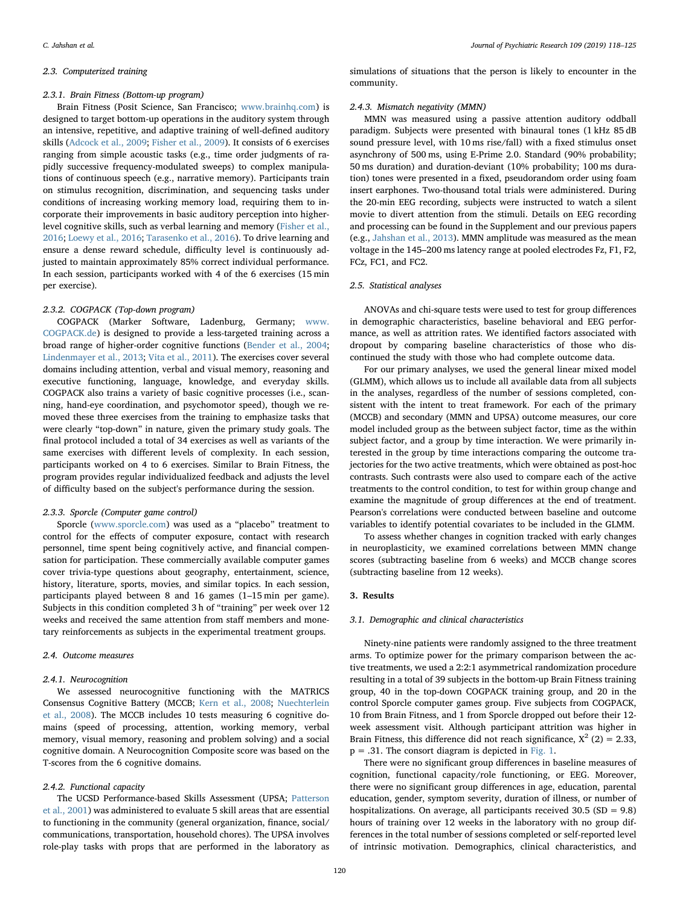### 2.3. Computerized training

#### 2.3.1. Brain Fitness (Bottom-up program)

Brain Fitness (Posit Science, San Francisco; www.brainhq.com) is designed to target bottom-up operations in the auditory system through an intensive, repetitive, and adaptive training of well-defined auditory skills (Adcock et al., 2009; Fisher et al., 2009). It consists of 6 exercises ranging from simple acoustic tasks (e.g., time order judgments of rapidly successive frequency-modulated sweeps) to complex manipulations of continuous speech (e.g., narrative memory). Participants train on stimulus recognition, discrimination, and sequencing tasks under conditions of increasing working memory load, requiring them to incorporate their improvements in basic auditory perception into higher-level cognitive skills, such as verbal learning and memory (Fisher et al., 2016; Loewy et al., 2016; Tarasenko et al., 2016). To drive learning and ensure a dense reward schedule, difficulty level is continuously adjusted to maintain approximately 85% correct individual performance. In each session, participants worked with 4 of the 6 exercises (15 min per exercise).

#### 2.3.2. COGPACK (Top-down program)

COGPACK (Marker Software, Ladenburg, Germany; www.COGPACK.de) is designed to provide a less-targeted training across a broad range of higher-order cognitive functions (Bender et al., 2004; Lindenmayer et al., 2013; Vita et al., 2011). The exercises cover several domains including attention, verbal and visual memory, reasoning and executive functioning, language, knowledge, and everyday skills. COGPACK also trains a variety of basic cognitive processes (i.e., scanning, hand-eye coordination, and psychomotor speed), though we removed these three exercises from the training to emphasize tasks that were clearly "top-down" in nature, given the primary study goals. The final protocol included a total of 34 exercises as well as variants of the same exercises with different levels of complexity. In each session, participants worked on 4 to 6 exercises. Similar to Brain Fitness, the program provides regular individualized feedback and adjusts the level of difficulty based on the subject's performance during the session.

#### 2.3.3. Sporcle (Computer game control)

Sporcle (www.sporcle.com) was used as a "placebo" treatment to control for the effects of computer exposure, contact with research personnel, time spent being cognitively active, and financial compensation for participation. These commercially available computer games cover trivia-type questions about geography, entertainment, science, history, literature, sports, movies, and similar topics. In each session, participants played between 8 and 16 games (1–15 min per game). Subjects in this condition completed 3 h of "training" per week over 12 weeks and received the same attention from staff members and monetary reinforcements as subjects in the experimental treatment groups.

### 2.4. Outcome measures

#### 2.4.1. Neurocognition

We assessed neurocognitive functioning with the MATRICS Consensus Cognitive Battery (MCCB; Kern et al., 2008; Nuechterlein et al., 2008). The MCCB includes 10 tests measuring 6 cognitive domains (speed of processing, attention, working memory, verbal memory, visual memory, reasoning and problem solving) and a social cognitive domain. A Neurocognition Composite score was based on the T-scores from the 6 cognitive domains.

#### 2.4.2. Functional capacity

The UCSD Performance-based Skills Assessment (UPSA; Patterson et al., 2001) was administered to evaluate 5 skill areas that are essential to functioning in the community (general organization, finance, social/communications, transportation, household chores). The UPSA involves role-play tasks with props that are performed in the laboratory as simulations of situations that the person is likely to encounter in the community.

#### 2.4.3. Mismatch negativity (MMN)

MMN was measured using a passive attention auditory oddball paradigm. Subjects were presented with binaural tones (1 kHz 85 dB sound pressure level, with 10 ms rise/fall) with a fixed stimulus onset asynchrony of 500 ms, using E-Prime 2.0. Standard (90% probability; 50 ms duration) and duration-deviant (10% probability; 100 ms duration) tones were presented in a fixed, pseudorandom order using foam insert earphones. Two-thousand total trials were administered. During the 20-min EEG recording, subjects were instructed to watch a silent movie to divert attention from the stimuli. Details on EEG recording and processing can be found in the Supplement and our previous papers (e.g., Jahshan et al., 2013). MMN amplitude was measured as the mean voltage in the 145–200 ms latency range at pooled electrodes Fz, F1, F2, FCz, FC1, and FC2.

### 2.5. Statistical analyses

ANOVAs and chi-square tests were used to test for group differences in demographic characteristics, baseline behavioral and EEG performance, as well as attrition rates. We identified factors associated with dropout by comparing baseline characteristics of those who discontinued the study with those who had complete outcome data.

For our primary analyses, we used the general linear mixed model (GLMM), which allows us to include all available data from all subjects in the analyses, regardless of the number of sessions completed, consistent with the intent to treat framework. For each of the primary (MCCB) and secondary (MMN and UPSA) outcome measures, our core model included group as the between subject factor, time as the within subject factor, and a group by time interaction. We were primarily interested in the group by time interactions comparing the outcome trajectories for the two active treatments, which were obtained as post-hoc contrasts. Such contrasts were also used to compare each of the active treatments to the control condition, to test for within group change and examine the magnitude of group differences at the end of treatment. Pearson's correlations were conducted between baseline and outcome variables to identify potential covariates to be included in the GLMM.

To assess whether changes in cognition tracked with early changes in neuroplasticity, we examined correlations between MMN change scores (subtracting baseline from 6 weeks) and MCCB change scores (subtracting baseline from 12 weeks).

## 3. Results

### 3.1. Demographic and clinical characteristics

Ninety-nine patients were randomly assigned to the three treatment arms. To optimize power for the primary comparison between the active treatments, we used a 2:2:1 asymmetrical randomization procedure resulting in a total of 39 subjects in the bottom-up Brain Fitness training group, 40 in the top-down COGPACK training group, and 20 in the control Sporcle computer games group. Five subjects from COGPACK, 10 from Brain Fitness, and 1 from Sporcle dropped out before their 12-week assessment visit. Although participant attrition was higher in Brain Fitness, this difference did not reach significance, $X^2(2) = 2.33$, $p = .31$. The consort diagram is depicted in Fig. 1.

There were no significant group differences in baseline measures of cognition, functional capacity/role functioning, or EEG. Moreover, there were no significant group differences in age, education, parental education, gender, symptom severity, duration of illness, or number of hospitalizations. On average, all participants received 30.5 (SD = 9.8) hours of training over 12 weeks in the laboratory with no group differences in the total number of sessions completed or self-reported level of intrinsic motivation. Demographics, clinical characteristics, and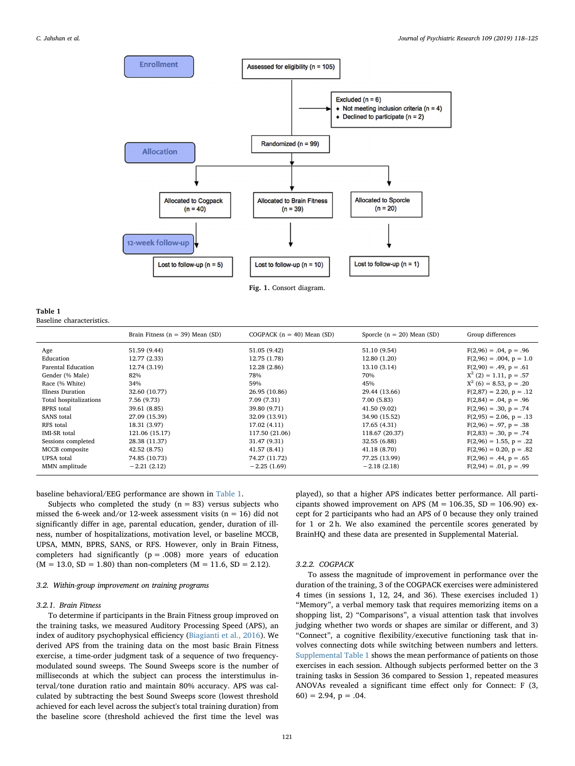Enrollment

Assessed for eligibility (n = 105)

Excluded (n = 6)
- Not meeting inclusion criteria (n = 4)
- Declined to participate (n = 2)

Allocation

Randomized (n = 99)

Allocated to Cogpack (n = 40)

Allocated to Brain Fitness (n = 39)

Allocated to Sporcle (n = 20)

12-week follow-up

Lost to follow-up (n = 5)

Lost to follow-up (n = 10)

Lost to follow-up (n = 1)

**Fig. 1.** Consort diagram.

**Table 1**
Baseline characteristics.

| | Brain Fitness (n = 39) Mean (SD) | COGPACK (n = 40) Mean (SD) | Sporcle (n = 20) Mean (SD) | Group differences |
|---|---|---|---|---|
| Age | 51.59 (9.44) | 51.05 (9.42) | 51.10 (9.54) | $F(2,96) = .04, p = .96$ |
| Education | 12.77 (2.33) | 12.75 (1.78) | 12.80 (1.20) | $F(2,96) = .004, p = 1.0$ |
| Parental Education | 12.74 (3.19) | 12.28 (2.86) | 13.10 (3.14) | $F(2,90) = .49, p = .61$ |
| Gender (% Male) | 82% | 78% | 70% | $X^2(2) = 1.11, p = .57$ |
| Race (% White) | 34% | 59% | 45% | $X^2(6) = 8.53, p = .20$ |
| Illness Duration | 32.60 (10.77) | 26.95 (10.86) | 29.44 (13.66) | $F(2,87) = 2.20, p = .12$ |
| Total hospitalizations | 7.56 (9.73) | 7.09 (7.31) | 7.00 (5.83) | $F(2,84) = .04, p = .96$ |
| BPRS total | 39.61 (8.85) | 39.80 (9.71) | 41.50 (9.02) | $F(2,96) = .30, p = .74$ |
| SANS total | 27.09 (15.39) | 32.09 (13.91) | 34.90 (15.52) | $F(2,95) = 2.06, p = .13$ |
| RFS total | 18.31 (3.97) | 17.02 (4.11) | 17.65 (4.31) | $F(2,96) = .97, p = .38$ |
| IMI-SR total | 121.06 (15.17) | 117.50 (21.06) | 118.67 (20.37) | $F(2,83) = .30, p = .74$ |
| Sessions completed | 28.38 (11.37) | 31.47 (9.31) | 32.55 (6.88) | $F(2,96) = 1.55, p = .22$ |
| MCCB composite | 42.52 (8.75) | 41.57 (8.41) | 41.18 (8.70) | $F(2,96) = 0.20, p = .82$ |
| UPSA total | 74.85 (10.73) | 74.27 (11.72) | 77.25 (13.99) | $F(2,96) = .44, p = .65$ |
| MMN amplitude | −2.21 (2.12) | −2.25 (1.69) | −2.18 (2.18) | $F(2,94) = .01, p = .99$ |

baseline behavioral/EEG performance are shown in Table 1.

Subjects who completed the study (n = 83) versus subjects who missed the 6-week and/or 12-week assessment visits (n = 16) did not significantly differ in age, parental education, gender, duration of illness, number of hospitalizations, motivation level, or baseline MCCB, UPSA, MMN, BPRS, SANS, or RFS. However, only in Brain Fitness, completers had significantly ($p = .008$) more years of education ($M = 13.0$, $SD = 1.80$) than non-completers ($M = 11.6$, $SD = 2.12$).

### 3.2. Within-group improvement on training programs

#### 3.2.1. Brain Fitness

To determine if participants in the Brain Fitness group improved on the training tasks, we measured Auditory Processing Speed (APS), an index of auditory psychophysical efficiency (Biagianti et al., 2016). We derived APS from the training data on the most basic Brain Fitness exercise, a time-order judgment task of a sequence of two frequency-modulated sound sweeps. The Sound Sweeps score is the number of milliseconds at which the subject can process the interstimulus interval/tone duration ratio and maintain 80% accuracy. APS was calculated by subtracting the best Sound Sweeps score (lowest threshold achieved for each level across the subject's total training duration) from the baseline score (threshold achieved the first time the level was played), so that a higher APS indicates better performance. All participants showed improvement on APS ($M = 106.35$, $SD = 106.90$) except for 2 participants who had an APS of 0 because they only trained for 1 or 2 h. We also examined the percentile scores generated by BrainHQ and these data are presented in Supplemental Material.

#### 3.2.2. COGPACK

To assess the magnitude of improvement in performance over the duration of the training, 3 of the COGPACK exercises were administered 4 times (in sessions 1, 12, 24, and 36). These exercises included 1) "Memory", a verbal memory task that requires memorizing items on a shopping list, 2) "Comparisons", a visual attention task that involves judging whether two words or shapes are similar or different, and 3) "Connect", a cognitive flexibility/executive functioning task that involves connecting dots while switching between numbers and letters. Supplemental Table 1 shows the mean performance of patients on those exercises in each session. Although subjects performed better on the 3 training tasks in Session 36 compared to Session 1, repeated measures ANOVAs revealed a significant time effect only for Connect: $F(3, 60) = 2.94$, $p = .04$.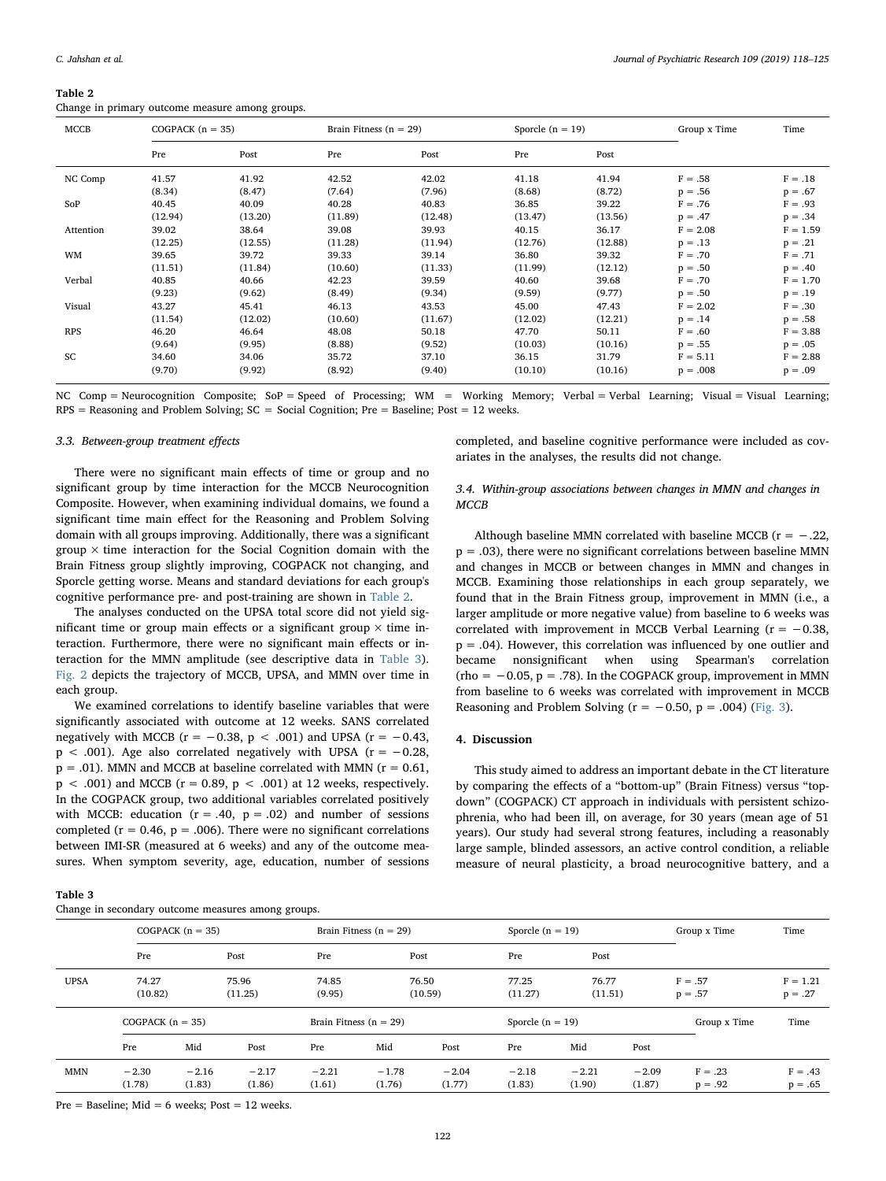**Table 2**
Change in primary outcome measure among groups.

| MCCB | COGPACK (n = 35) | | Brain Fitness (n = 29) | | Sporcle (n = 19) | | Group x Time | Time |
|---|---|---|---|---|---|---|---|---|
| | Pre | Post | Pre | Post | Pre | Post | | |
| NC Comp | 41.57 (8.34) | 41.92 (8.47) | 42.52 (7.64) | 42.02 (7.96) | 41.18 (8.68) | 41.94 (8.72) | F = .58 p = .56 | F = .18 p = .67 |
| SoP | 40.45 (12.94) | 40.09 (13.20) | 40.28 (11.89) | 40.83 (12.48) | 36.85 (13.47) | 39.22 (13.56) | F = .76 p = .47 | F = .93 p = .34 |
| Attention | 39.02 (12.25) | 38.64 (12.55) | 39.08 (11.28) | 39.93 (11.94) | 40.15 (12.76) | 36.17 (12.88) | F = 2.08 p = .13 | F = 1.59 p = .21 |
| WM | 39.65 (11.51) | 39.72 (11.84) | 39.33 (10.60) | 39.14 (11.33) | 36.80 (11.99) | 39.32 (12.12) | F = .70 p = .50 | F = .71 p = .40 |
| Verbal | 40.85 (9.23) | 40.66 (9.62) | 42.23 (8.49) | 39.59 (9.34) | 40.60 (9.59) | 39.68 (9.77) | F = .70 p = .50 | F = 1.70 p = .19 |
| Visual | 43.27 (11.54) | 45.41 (12.02) | 46.13 (10.60) | 43.53 (11.67) | 45.00 (12.02) | 47.43 (12.21) | F = 2.02 p = .14 | F = .30 p = .58 |
| RPS | 46.20 (9.64) | 46.64 (9.95) | 48.08 (8.88) | 50.18 (9.52) | 47.70 (10.03) | 50.11 (10.16) | F = .60 p = .55 | F = 3.88 p = .05 |
| SC | 34.60 (9.70) | 34.06 (9.92) | 35.72 (8.92) | 37.10 (9.40) | 36.15 (10.10) | 31.79 (10.16) | F = 5.11 p = .008 | F = 2.88 p = .09 |

NC Comp = Neurocognition Composite; SoP = Speed of Processing; WM = Working Memory; Verbal = Verbal Learning; Visual = Visual Learning; RPS = Reasoning and Problem Solving; SC = Social Cognition; Pre = Baseline; Post = 12 weeks.

### 3.3. Between-group treatment effects

There were no significant main effects of time or group and no significant group by time interaction for the MCCB Neurocognition Composite. However, when examining individual domains, we found a significant time main effect for the Reasoning and Problem Solving domain with all groups improving. Additionally, there was a significant group × time interaction for the Social Cognition domain with the Brain Fitness group slightly improving, COGPACK not changing, and Sporcle getting worse. Means and standard deviations for each group's cognitive performance pre- and post-training are shown in Table 2.

The analyses conducted on the UPSA total score did not yield significant time or group main effects or a significant group × time interaction. Furthermore, there were no significant main effects or interaction for the MMN amplitude (see descriptive data in Table 3). Fig. 2 depicts the trajectory of MCCB, UPSA, and MMN over time in each group.

We examined correlations to identify baseline variables that were significantly associated with outcome at 12 weeks. SANS correlated negatively with MCCB ($r = -0.38$, $p < .001$) and UPSA ($r = -0.43$, $p < .001$). Age also correlated negatively with UPSA ($r = -0.28$, $p = .01$). MMN and MCCB at baseline correlated with MMN ($r = 0.61$, $p < .001$) and MCCB ($r = 0.89$, $p < .001$) at 12 weeks, respectively. In the COGPACK group, two additional variables correlated positively with MCCB: education ($r = .40$, $p = .02$) and number of sessions completed ($r = 0.46$, $p = .006$). There were no significant correlations between IMI-SR (measured at 6 weeks) and any of the outcome measures. When symptom severity, age, education, number of sessions completed, and baseline cognitive performance were included as covariates in the analyses, the results did not change.

### 3.4. Within-group associations between changes in MMN and changes in MCCB

Although baseline MMN correlated with baseline MCCB ($r = -.22$, $p = .03$), there were no significant correlations between baseline MMN and changes in MCCB or between changes in MMN and changes in MCCB. Examining those relationships in each group separately, we found that in the Brain Fitness group, improvement in MMN (i.e., a larger amplitude or more negative value) from baseline to 6 weeks was correlated with improvement in MCCB Verbal Learning ($r = -0.38$, $p = .04$). However, this correlation was influenced by one outlier and became nonsignificant when using Spearman's correlation ($\rho = -0.05$, $p = .78$). In the COGPACK group, improvement in MMN from baseline to 6 weeks was correlated with improvement in MCCB Reasoning and Problem Solving ($r = -0.50$, $p = .004$) (Fig. 3).

## 4. Discussion

This study aimed to address an important debate in the CT literature by comparing the effects of a "bottom-up" (Brain Fitness) versus "top-down" (COGPACK) CT approach in individuals with persistent schizophrenia, who had been ill, on average, for 30 years (mean age of 51 years). Our study had several strong features, including a reasonably large sample, blinded assessors, an active control condition, a reliable measure of neural plasticity, a broad neurocognitive battery, and a

**Table 3**
Change in secondary outcome measures among groups.

| | COGPACK (n = 35) | | | Brain Fitness (n = 29) | | | Sporcle (n = 19) | | | Group x Time | Time |
|---|---|---|---|---|---|---|---|---|---|---|---|
| | Pre | | Post | Pre | | Post | Pre | | Post | | |
| UPSA | 74.27 (10.82) | | 75.96 (11.25) | 74.85 (9.95) | | 76.50 (10.59) | 77.25 (11.27) | | 76.77 (11.51) | F = .57 p = .57 | F = 1.21 p = .27 |
| | Pre | Mid | Post | Pre | Mid | Post | Pre | Mid | Post | Group x Time | Time |
| MMN | −2.30 (1.78) | −2.16 (1.83) | −2.17 (1.86) | −2.21 (1.61) | −1.78 (1.76) | −2.04 (1.77) | −2.18 (1.83) | −2.21 (1.90) | −2.09 (1.87) | F = .23 p = .92 | F = .43 p = .65 |

Pre = Baseline; Mid = 6 weeks; Post = 12 weeks.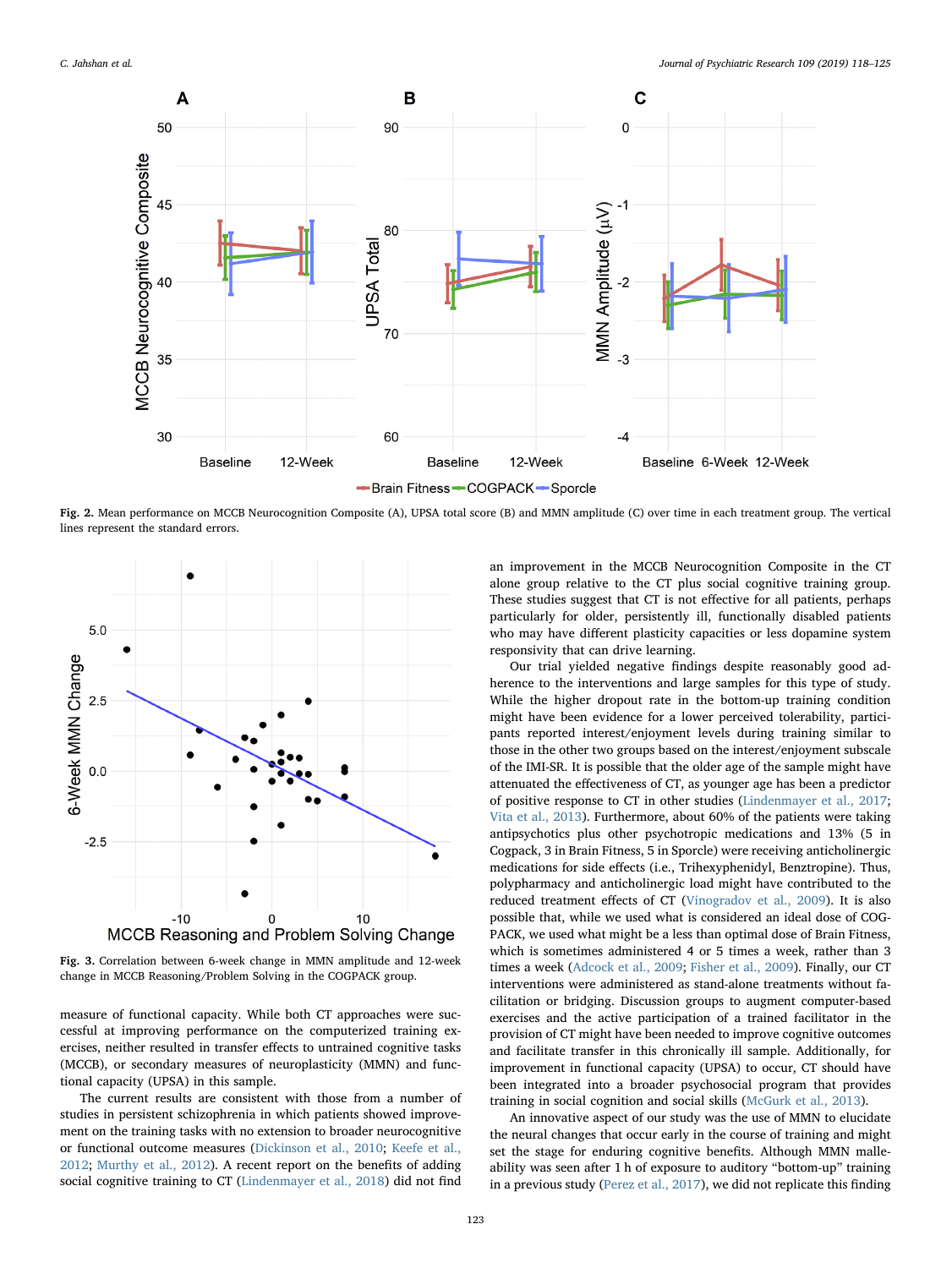Fig. 2. Mean performance on MCCB Neurocognition Composite (A), UPSA total score (B) and MMN amplitude (C) over time in each treatment group. The vertical lines represent the standard errors.

Fig. 3. Correlation between 6-week change in MMN amplitude and 12-week change in MCCB Reasoning/Problem Solving in the COGPACK group.

measure of functional capacity. While both CT approaches were successful at improving performance on the computerized training exercises, neither resulted in transfer effects to untrained cognitive tasks (MCCB), or secondary measures of neuroplasticity (MMN) and functional capacity (UPSA) in this sample.

The current results are consistent with those from a number of studies in persistent schizophrenia in which patients showed improvement on the training tasks with no extension to broader neurocognitive or functional outcome measures (Dickinson et al., 2010; Keefe et al., 2012; Murthy et al., 2012). A recent report on the benefits of adding social cognitive training to CT (Lindenmayer et al., 2018) did not find an improvement in the MCCB Neurocognition Composite in the CT alone group relative to the CT plus social cognitive training group. These studies suggest that CT is not effective for all patients, perhaps particularly for older, persistently ill, functionally disabled patients who may have different plasticity capacities or less dopamine system responsivity that can drive learning.

Our trial yielded negative findings despite reasonably good adherence to the interventions and large samples for this type of study. While the higher dropout rate in the bottom-up training condition might have been evidence for a lower perceived tolerability, participants reported interest/enjoyment levels during training similar to those in the other two groups based on the interest/enjoyment subscale of the IMI-SR. It is possible that the older age of the sample might have attenuated the effectiveness of CT, as younger age has been a predictor of positive response to CT in other studies (Lindenmayer et al., 2017; Vita et al., 2013). Furthermore, about 60% of the patients were taking antipsychotics plus other psychotropic medications and 13% (5 in Cogpack, 3 in Brain Fitness, 5 in Sporcle) were receiving anticholinergic medications for side effects (i.e., Trihexyphenidyl, Benztropine). Thus, polypharmacy and anticholinergic load might have contributed to the reduced treatment effects of CT (Vinogradov et al., 2009). It is also possible that, while we used what is considered an ideal dose of COGPACK, we used what might be a less than optimal dose of Brain Fitness, which is sometimes administered 4 or 5 times a week, rather than 3 times a week (Adcock et al., 2009; Fisher et al., 2009). Finally, our CT interventions were administered as stand-alone treatments without facilitation or bridging. Discussion groups to augment computer-based exercises and the active participation of a trained facilitator in the provision of CT might have been needed to improve cognitive outcomes and facilitate transfer in this chronically ill sample. Additionally, for improvement in functional capacity (UPSA) to occur, CT should have been integrated into a broader psychosocial program that provides training in social cognition and social skills (McGurk et al., 2013).

An innovative aspect of our study was the use of MMN to elucidate the neural changes that occur early in the course of training and might set the stage for enduring cognitive benefits. Although MMN malleability was seen after 1 h of exposure to auditory "bottom-up" training in a previous study (Perez et al., 2017), we did not replicate this finding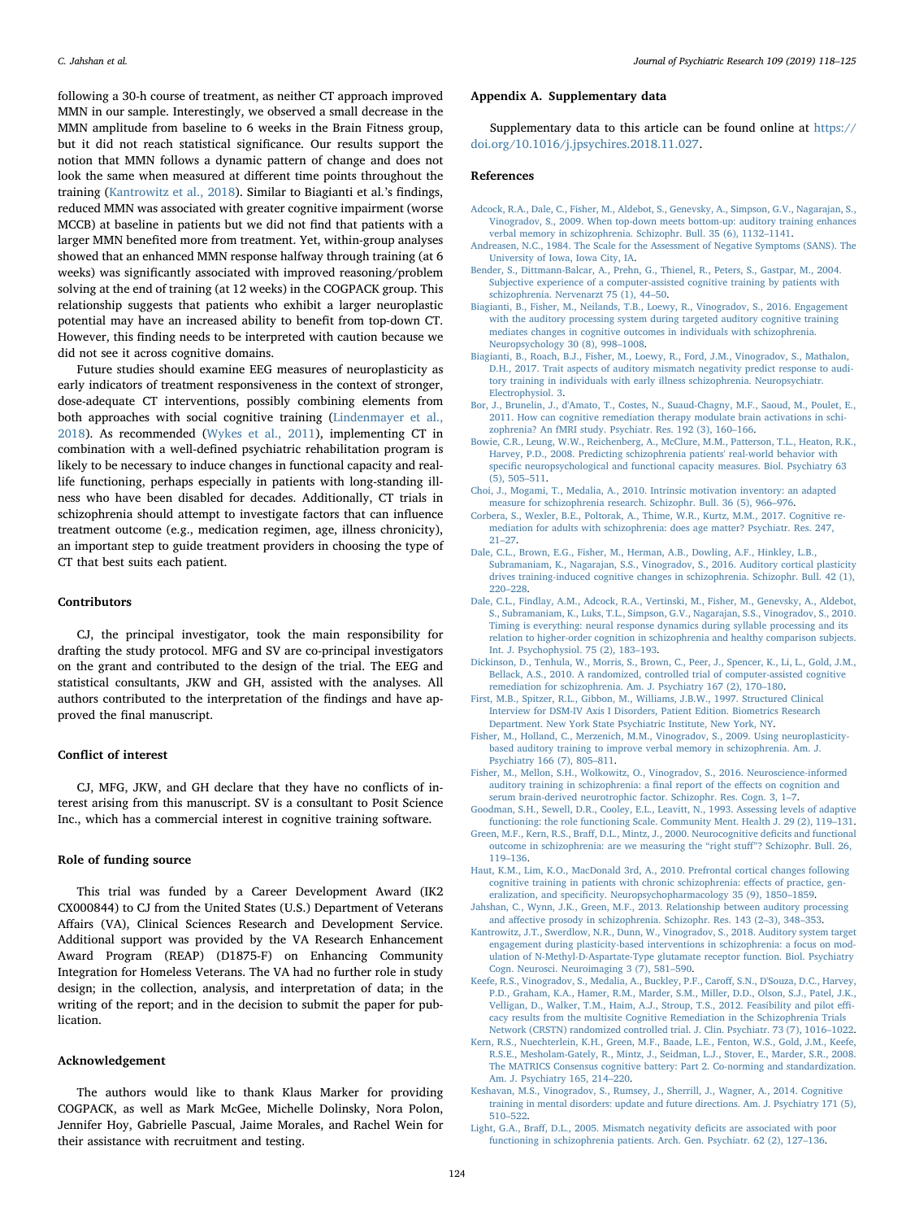following a 30-h course of treatment, as neither CT approach improved MMN in our sample. Interestingly, we observed a small decrease in the MMN amplitude from baseline to 6 weeks in the Brain Fitness group, but it did not reach statistical significance. Our results support the notion that MMN follows a dynamic pattern of change and does not look the same when measured at different time points throughout the training (Kantrowitz et al., 2018). Similar to Biagianti et al.'s findings, reduced MMN was associated with greater cognitive impairment (worse MCCB) at baseline in patients but we did not find that patients with a larger MMN benefited more from treatment. Yet, within-group analyses showed that an enhanced MMN response halfway through training (at 6 weeks) was significantly associated with improved reasoning/problem solving at the end of training (at 12 weeks) in the COGPACK group. This relationship suggests that patients who exhibit a larger neuroplastic potential may have an increased ability to benefit from top-down CT. However, this finding needs to be interpreted with caution because we did not see it across cognitive domains.

Future studies should examine EEG measures of neuroplasticity as early indicators of treatment responsiveness in the context of stronger, dose-adequate CT interventions, possibly combining elements from both approaches with social cognitive training (Lindenmayer et al., 2018). As recommended (Wykes et al., 2011), implementing CT in combination with a well-defined psychiatric rehabilitation program is likely to be necessary to induce changes in functional capacity and real-life functioning, perhaps especially in patients with long-standing illness who have been disabled for decades. Additionally, CT trials in schizophrenia should attempt to investigate factors that can influence treatment outcome (e.g., medication regimen, age, illness chronicity), an important step to guide treatment providers in choosing the type of CT that best suits each patient.

## Contributors

CJ, the principal investigator, took the main responsibility for drafting the study protocol. MFG and SV are co-principal investigators on the grant and contributed to the design of the trial. The EEG and statistical consultants, JKW and GH, assisted with the analyses. All authors contributed to the interpretation of the findings and have approved the final manuscript.

## Conflict of interest

CJ, MFG, JKW, and GH declare that they have no conflicts of interest arising from this manuscript. SV is a consultant to Posit Science Inc., which has a commercial interest in cognitive training software.

## Role of funding source

This trial was funded by a Career Development Award (IK2 CX000844) to CJ from the United States (U.S.) Department of Veterans Affairs (VA), Clinical Sciences Research and Development Service. Additional support was provided by the VA Research Enhancement Award Program (REAP) (D1875-F) on Enhancing Community Integration for Homeless Veterans. The VA had no further role in study design; in the collection, analysis, and interpretation of data; in the writing of the report; and in the decision to submit the paper for publication.

## Acknowledgement

The authors would like to thank Klaus Marker for providing COGPACK, as well as Mark McGee, Michelle Dolinsky, Nora Polon, Jennifer Hoy, Gabrielle Pascual, Jaime Morales, and Rachel Wein for their assistance with recruitment and testing.

## Appendix A. Supplementary data

Supplementary data to this article can be found online at https://doi.org/10.1016/j.jpsychires.2018.11.027.

## References

Adcock, R.A., Dale, C., Fisher, M., Aldebot, S., Genevsky, A., Simpson, G.V., Nagarajan, S., Vinogradov, S., 2009. When top-down meets bottom-up: auditory training enhances verbal memory in schizophrenia. Schizophr. Bull. 35 (6), 1132–1141.

Andreasen, N.C., 1984. The Scale for the Assessment of Negative Symptoms (SANS). The University of Iowa, Iowa City, IA.

Bender, S., Dittmann-Balcar, A., Prehn, G., Thienel, R., Peters, S., Gastpar, M., 2004. Subjective experience of a computer-assisted cognitive training by patients with schizophrenia. Nervenarzt 75 (1), 44–50.

Biagianti, B., Fisher, M., Neilands, T.B., Loewy, R., Vinogradov, S., 2016. Engagement with the auditory processing system during targeted auditory cognitive training mediates changes in cognitive outcomes in individuals with schizophrenia. Neuropsychology 30 (8), 998–1008.

Biagianti, B., Roach, B.J., Fisher, M., Loewy, R., Ford, J.M., Vinogradov, S., Mathalon, D.H., 2017. Trait aspects of auditory mismatch negativity predict response to auditory training in individuals with early illness schizophrenia. Neuropsychiatr. Electrophysiol. 3.

Bor, J., Brunelin, J., d'Amato, T., Costes, N., Suaud-Chagny, M.F., Saoud, M., Poulet, E., 2011. How can cognitive remediation therapy modulate brain activations in schizophrenia? An fMRI study. Psychiatr. Res. 192 (3), 160–166.

Bowie, C.R., Leung, W.W., Reichenberg, A., McClure, M.M., Patterson, T.L., Heaton, R.K., Harvey, P.D., 2008. Predicting schizophrenia patients' real-world behavior with specific neuropsychological and functional capacity measures. Biol. Psychiatry 63 (5), 505–511.

Choi, J., Mogami, T., Medalia, A., 2010. Intrinsic motivation inventory: an adapted measure for schizophrenia research. Schizophr. Bull. 36 (5), 966–976.

Corbera, S., Wexler, B.E., Poltorak, A., Thime, W.R., Kurtz, M.M., 2017. Cognitive remediation for adults with schizophrenia: does age matter? Psychiatr. Res. 247, 21–27.

Dale, C.L., Brown, E.G., Fisher, M., Herman, A.B., Dowling, A.F., Hinkley, L.B., Subramaniam, K., Nagarajan, S.S., Vinogradov, S., 2016. Auditory cortical plasticity drives training-induced cognitive changes in schizophrenia. Schizophr. Bull. 42 (1), 220–228.

Dale, C.L., Findlay, A.M., Adcock, R.A., Vertinski, M., Fisher, M., Genevsky, A., Aldebot, S., Subramaniam, K., Luks, T.L., Simpson, G.V., Nagarajan, S.S., Vinogradov, S., 2010. Timing is everything: neural response dynamics during syllable processing and its relation to higher-order cognition in schizophrenia and healthy comparison subjects. Int. J. Psychophysiol. 75 (2), 183–193.

Dickinson, D., Tenhula, W., Morris, S., Brown, C., Peer, J., Spencer, K., Li, L., Gold, J.M., Bellack, A.S., 2010. A randomized, controlled trial of computer-assisted cognitive remediation for schizophrenia. Am. J. Psychiatry 167 (2), 170–180.

First, M.B., Spitzer, R.L., Gibbon, M., Williams, J.B.W., 1997. Structured Clinical Interview for DSM-IV Axis I Disorders, Patient Edition. Biometrics Research Department. New York State Psychiatric Institute, New York, NY.

Fisher, M., Holland, C., Merzenich, M.M., Vinogradov, S., 2009. Using neuroplasticity-based auditory training to improve verbal memory in schizophrenia. Am. J. Psychiatry 166 (7), 805–811.

Fisher, M., Mellon, S.H., Wolkowitz, O., Vinogradov, S., 2016. Neuroscience-informed auditory training in schizophrenia: a final report of the effects on cognition and serum brain-derived neurotrophic factor. Schizophr. Res. Cogn. 3, 1–7.

Goodman, S.H., Sewell, D.R., Cooley, E.L., Leavitt, N., 1993. Assessing levels of adaptive functioning: the role functioning Scale. Community Ment. Health J. 29 (2), 119–131.

Green, M.F., Kern, R.S., Braff, D.L., Mintz, J., 2000. Neurocognitive deficits and functional outcome in schizophrenia: are we measuring the "right stuff"? Schizophr. Bull. 26, 119–136.

Haut, K.M., Lim, K.O., MacDonald 3rd, A., 2010. Prefrontal cortical changes following cognitive training in patients with chronic schizophrenia: effects of practice, generalization, and specificity. Neuropsychopharmacology 35 (9), 1850–1859.

Jahshan, C., Wynn, J.K., Green, M.F., 2013. Relationship between auditory processing and affective prosody in schizophrenia. Schizophr. Res. 143 (2–3), 348–353.

Kantrowitz, J.T., Swerdlow, N.R., Dunn, W., Vinogradov, S., 2018. Auditory system target engagement during plasticity-based interventions in schizophrenia: a focus on modulation of N-Methyl-D-Aspartate-Type glutamate receptor function. Biol. Psychiatry Cogn. Neurosci. Neuroimaging 3 (7), 581–590.

Keefe, R.S., Vinogradov, S., Medalia, A., Buckley, P.F., Caroff, S.N., D'Souza, D.C., Harvey, P.D., Graham, K.A., Hamer, R.M., Marder, S.M., Miller, D.D., Olson, S.J., Patel, J.K., Velligan, D., Walker, T.M., Haim, A.J., Stroup, T.S., 2012. Feasibility and pilot efficacy results from the multisite Cognitive Remediation in the Schizophrenia Trials Network (CRSTN) randomized controlled trial. J. Clin. Psychiatr. 73 (7), 1016–1022.

Kern, R.S., Nuechterlein, K.H., Green, M.F., Baade, L.E., Fenton, W.S., Gold, J.M., Keefe, R.S.E., Mesholam-Gately, R., Mintz, J., Seidman, L.J., Stover, E., Marder, S.R., 2008. The MATRICS Consensus cognitive battery: Part 2. Co-norming and standardization. Am. J. Psychiatry 165, 214–220.

Keshavan, M.S., Vinogradov, S., Rumsey, J., Sherrill, J., Wagner, A., 2014. Cognitive training in mental disorders: update and future directions. Am. J. Psychiatry 171 (5), 510–522.

Light, G.A., Braff, D.L., 2005. Mismatch negativity deficits are associated with poor functioning in schizophrenia patients. Arch. Gen. Psychiatr. 62 (2), 127–136.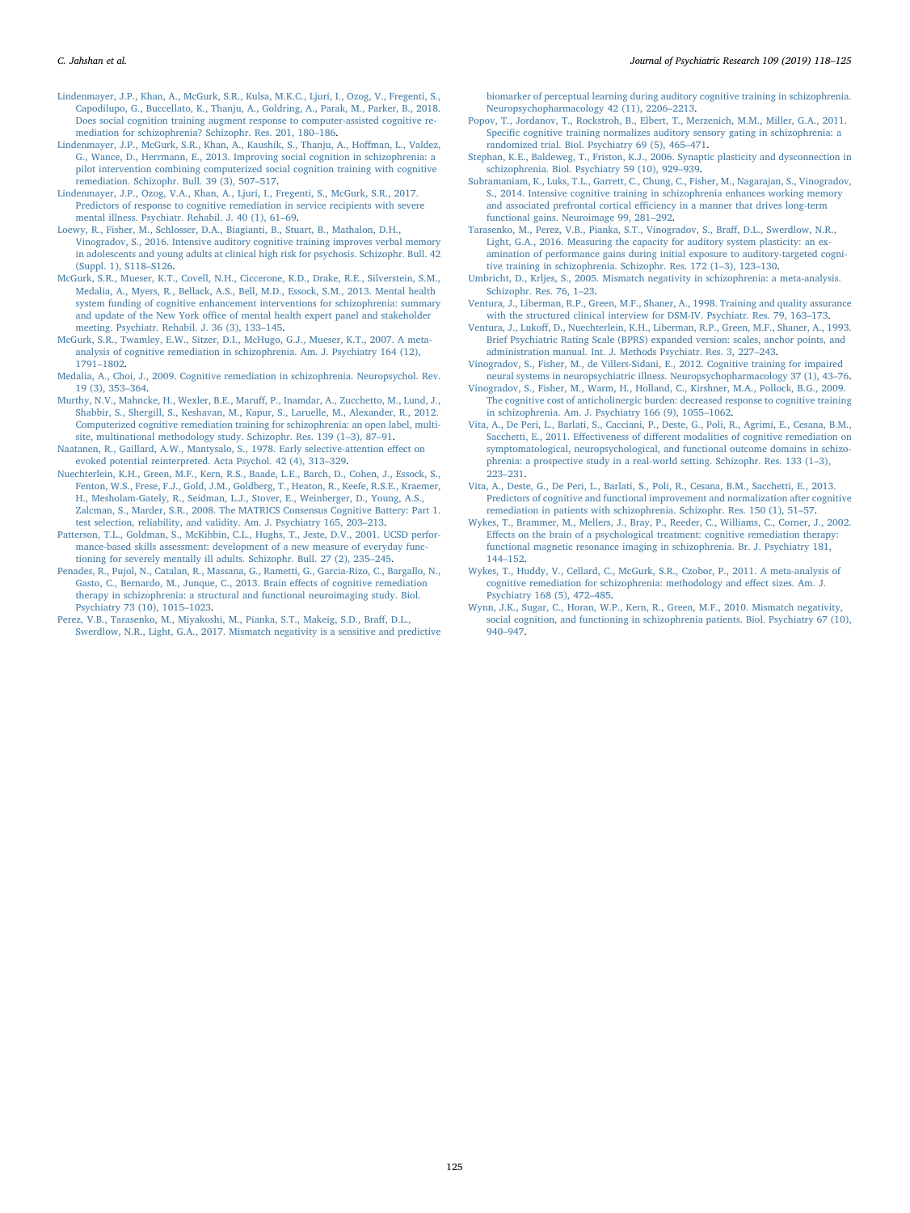Lindenmayer, J.P., Khan, A., McGurk, S.R., Kulsa, M.K.C., Ljuri, I., Ozog, V., Fregenti, S., Capodilupo, G., Buccellato, K., Thanju, A., Goldring, A., Parak, M., Parker, B., 2018. Does social cognition training augment response to computer-assisted cognitive remediation for schizophrenia? Schizophr. Res. 201, 180–186.

Lindenmayer, J.P., McGurk, S.R., Khan, A., Kaushik, S., Thanju, A., Hoffman, L., Valdez, G., Wance, D., Herrmann, E., 2013. Improving social cognition in schizophrenia: a pilot intervention combining computerized social cognition training with cognitive remediation. Schizophr. Bull. 39 (3), 507–517.

Lindenmayer, J.P., Ozog, V.A., Khan, A., Ljuri, I., Fregenti, S., McGurk, S.R., 2017. Predictors of response to cognitive remediation in service recipients with severe mental illness. Psychiatr. Rehabil. J. 40 (1), 61–69.

Loewy, R., Fisher, M., Schlosser, D.A., Biagianti, B., Stuart, B., Mathalon, D.H., Vinogradov, S., 2016. Intensive auditory cognitive training improves verbal memory in adolescents and young adults at clinical high risk for psychosis. Schizophr. Bull. 42 (Suppl. 1), S118–S126.

McGurk, S.R., Mueser, K.T., Covell, N.H., Ciccerone, K.D., Drake, R.E., Silverstein, S.M., Medalia, A., Myers, R., Bellack, A.S., Bell, M.D., Essock, S.M., 2013. Mental health system funding of cognitive enhancement interventions for schizophrenia: summary and update of the New York office of mental health expert panel and stakeholder meeting. Psychiatr. Rehabil. J. 36 (3), 133–145.

McGurk, S.R., Twamley, E.W., Sitzer, D.I., McHugo, G.J., Mueser, K.T., 2007. A meta-analysis of cognitive remediation in schizophrenia. Am. J. Psychiatry 164 (12), 1791–1802.

Medalia, A., Choi, J., 2009. Cognitive remediation in schizophrenia. Neuropsychol. Rev. 19 (3), 353–364.

Murthy, N.V., Mahncke, H., Wexler, B.E., Maruff, P., Inamdar, A., Zucchetto, M., Lund, J., Shabbir, S., Shergill, S., Keshavan, M., Kapur, S., Laruelle, M., Alexander, R., 2012. Computerized cognitive remediation training for schizophrenia: an open label, multi-site, multinational methodology study. Schizophr. Res. 139 (1–3), 87–91.

Naatanen, R., Gaillard, A.W., Mantysalo, S., 1978. Early selective-attention effect on evoked potential reinterpreted. Acta Psychol. 42 (4), 313–329.

Nuechterlein, K.H., Green, M.F., Kern, R.S., Baade, L.E., Barch, D., Cohen, J., Essock, S., Fenton, W.S., Frese, F.J., Gold, J.M., Goldberg, T., Heaton, R., Keefe, R.S.E., Kraemer, H., Mesholam-Gately, R., Seidman, L.J., Stover, E., Weinberger, D., Young, A.S., Zalcman, S., Marder, S.R., 2008. The MATRICS Consensus Cognitive Battery: Part 1. test selection, reliability, and validity. Am. J. Psychiatry 165, 203–213.

Patterson, T.L., Goldman, S., McKibbin, C.L., Hughs, T., Jeste, D.V., 2001. UCSD performance-based skills assessment: development of a new measure of everyday functioning for severely mentally ill adults. Schizophr. Bull. 27 (2), 235–245.

Penades, R., Pujol, N., Catalan, R., Massana, G., Rametti, G., Garcia-Rizo, C., Bargallo, N., Gasto, C., Bernardo, M., Junque, C., 2013. Brain effects of cognitive remediation therapy in schizophrenia: a structural and functional neuroimaging study. Biol. Psychiatry 73 (10), 1015–1023.

Perez, V.B., Tarasenko, M., Miyakoshi, M., Pianka, S.T., Makeig, S.D., Braff, D.L., Swerdlow, N.R., Light, G.A., 2017. Mismatch negativity is a sensitive and predictive biomarker of perceptual learning during auditory cognitive training in schizophrenia. Neuropsychopharmacology 42 (11), 2206–2213.

Popov, T., Jordanov, T., Rockstroh, B., Elbert, T., Merzenich, M.M., Miller, G.A., 2011. Specific cognitive training normalizes auditory sensory gating in schizophrenia: a randomized trial. Biol. Psychiatry 69 (5), 465–471.

Stephan, K.E., Baldeweg, T., Friston, K.J., 2006. Synaptic plasticity and dysconnection in schizophrenia. Biol. Psychiatry 59 (10), 929–939.

Subramaniam, K., Luks, T.L., Garrett, C., Chung, C., Fisher, M., Nagarajan, S., Vinogradov, S., 2014. Intensive cognitive training in schizophrenia enhances working memory and associated prefrontal cortical efficiency in a manner that drives long-term functional gains. Neuroimage 99, 281–292.

Tarasenko, M., Perez, V.B., Pianka, S.T., Vinogradov, S., Braff, D.L., Swerdlow, N.R., Light, G.A., 2016. Measuring the capacity for auditory system plasticity: an examination of performance gains during initial exposure to auditory-targeted cognitive training in schizophrenia. Schizophr. Res. 172 (1–3), 123–130.

Umbricht, D., Krljes, S., 2005. Mismatch negativity in schizophrenia: a meta-analysis. Schizophr. Res. 76, 1–23.

Ventura, J., Liberman, R.P., Green, M.F., Shaner, A., 1998. Training and quality assurance with the structured clinical interview for DSM-IV. Psychiatr. Res. 79, 163–173.

Ventura, J., Lukoff, D., Nuechterlein, K.H., Liberman, R.P., Green, M.F., Shaner, A., 1993. Brief Psychiatric Rating Scale (BPRS) expanded version: scales, anchor points, and administration manual. Int. J. Methods Psychiatr. Res. 3, 227–243.

Vinogradov, S., Fisher, M., de Villers-Sidani, E., 2012. Cognitive training for impaired neural systems in neuropsychiatric illness. Neuropsychopharmacology 37 (1), 43–76.

Vinogradov, S., Fisher, M., Warm, H., Holland, C., Kirshner, M.A., Pollock, B.G., 2009. The cognitive cost of anticholinergic burden: decreased response to cognitive training in schizophrenia. Am. J. Psychiatry 166 (9), 1055–1062.

Vita, A., De Peri, L., Barlati, S., Cacciani, P., Deste, G., Poli, R., Agrimi, E., Cesana, B.M., Sacchetti, E., 2011. Effectiveness of different modalities of cognitive remediation on symptomatological, neuropsychological, and functional outcome domains in schizophrenia: a prospective study in a real-world setting. Schizophr. Res. 133 (1–3), 223–231.

Vita, A., Deste, G., De Peri, L., Barlati, S., Poli, R., Cesana, B.M., Sacchetti, E., 2013. Predictors of cognitive and functional improvement and normalization after cognitive remediation in patients with schizophrenia. Schizophr. Res. 150 (1), 51–57.

Wykes, T., Brammer, M., Mellers, J., Bray, P., Reeder, C., Williams, C., Corner, J., 2002. Effects on the brain of a psychological treatment: cognitive remediation therapy: functional magnetic resonance imaging in schizophrenia. Br. J. Psychiatry 181, 144–152.

Wykes, T., Huddy, V., Cellard, C., McGurk, S.R., Czobor, P., 2011. A meta-analysis of cognitive remediation for schizophrenia: methodology and effect sizes. Am. J. Psychiatry 168 (5), 472–485.

Wynn, J.K., Sugar, C., Horan, W.P., Kern, R., Green, M.F., 2010. Mismatch negativity, social cognition, and functioning in schizophrenia patients. Biol. Psychiatry 67 (10), 940–947.